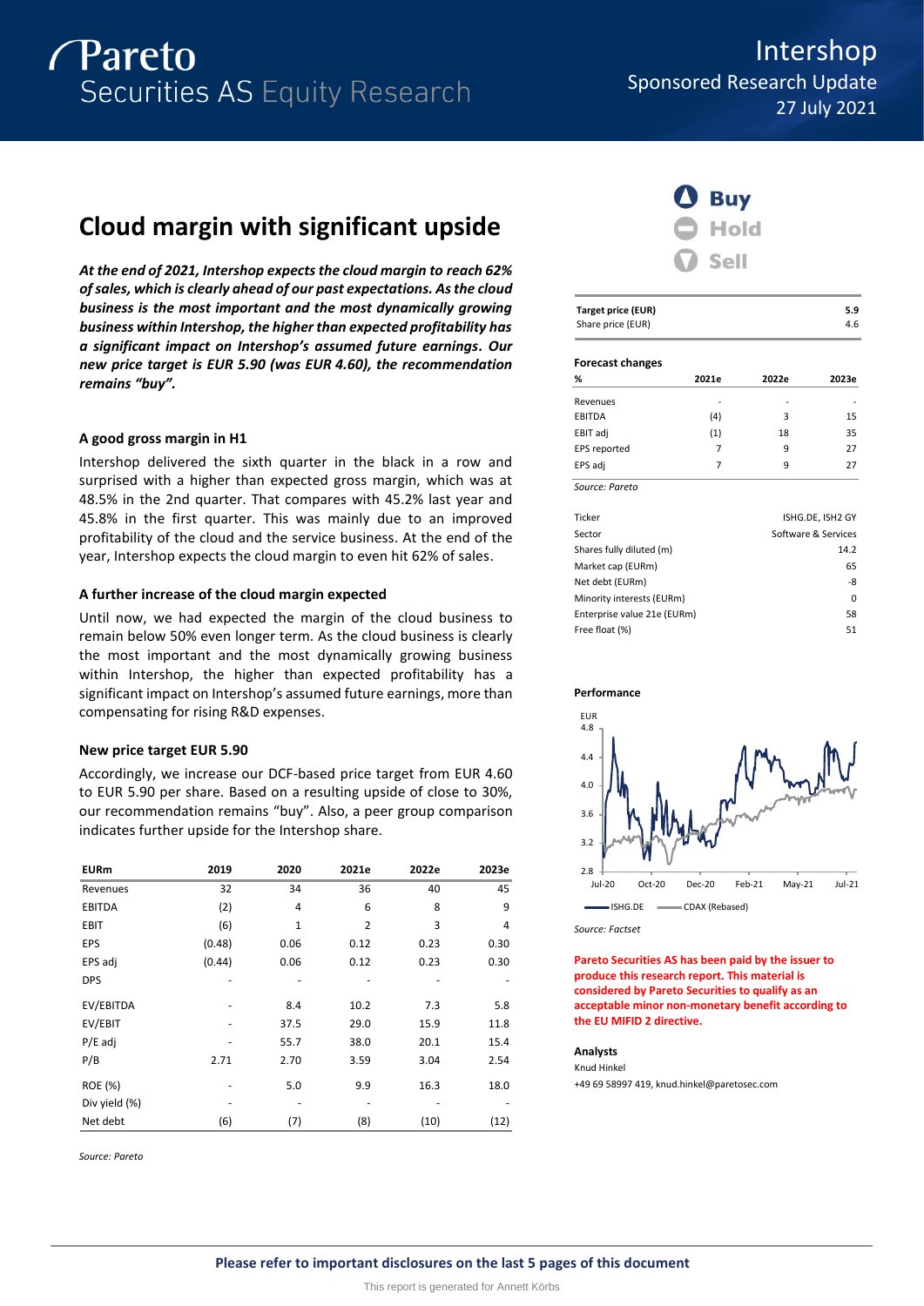# Intershop

Sponsored Research Update

27 July 2021

## Cloud margin with significant upside

***At the end of 2021, Intershop expects the cloud margin to reach 62% of sales, which is clearly ahead of our past expectations. As the cloud business is the most important and the most dynamically growing business within Intershop, the higher than expected profitability has a significant impact on Intershop's assumed future earnings. Our new price target is EUR 5.90 (was EUR 4.60), the recommendation remains "buy".***

### A good gross margin in H1

Intershop delivered the sixth quarter in the black in a row and surprised with a higher than expected gross margin, which was at 48.5% in the 2nd quarter. That compares with 45.2% last year and 45.8% in the first quarter. This was mainly due to an improved profitability of the cloud and the service business. At the end of the year, Intershop expects the cloud margin to even hit 62% of sales.

### A further increase of the cloud margin expected

Until now, we had expected the margin of the cloud business to remain below 50% even longer term. As the cloud business is clearly the most important and the most dynamically growing business within Intershop, the higher than expected profitability has a significant impact on Intershop's assumed future earnings, more than compensating for rising R&D expenses.

### New price target EUR 5.90

Accordingly, we increase our DCF-based price target from EUR 4.60 to EUR 5.90 per share. Based on a resulting upside of close to 30%, our recommendation remains "buy". Also, a peer group comparison indicates further upside for the Intershop share.

| EURm | 2019 | 2020 | 2021e | 2022e | 2023e |
|---|---|---|---|---|---|
| Revenues | 32 | 34 | 36 | 40 | 45 |
| EBITDA | (2) | 4 | 6 | 8 | 9 |
| EBIT | (6) | 1 | 2 | 3 | 4 |
| EPS | (0.48) | 0.06 | 0.12 | 0.23 | 0.30 |
| EPS adj | (0.44) | 0.06 | 0.12 | 0.23 | 0.30 |
| DPS | - | - | - | - | - |
| EV/EBITDA | - | 8.4 | 10.2 | 7.3 | 5.8 |
| EV/EBIT | - | 37.5 | 29.0 | 15.9 | 11.8 |
| P/E adj | - | 55.7 | 38.0 | 20.1 | 15.4 |
| P/B | 2.71 | 2.70 | 3.59 | 3.04 | 2.54 |
| ROE (%) | - | 5.0 | 9.9 | 16.3 | 18.0 |
| Div yield (%) | - | - | - | - | - |
| Net debt | (6) | (7) | (8) | (10) | (12) |

*Source: Pareto*

**Buy**
Hold
Sell

| Target price (EUR) | 5.9 |
|---|---|
| Share price (EUR) | 4.6 |

**Forecast changes**

| % | 2021e | 2022e | 2023e |
|---|---|---|---|
| Revenues | - | - | - |
| EBITDA | (4) | 3 | 15 |
| EBIT adj | (1) | 18 | 35 |
| EPS reported | 7 | 9 | 27 |
| EPS adj | 7 | 9 | 27 |

*Source: Pareto*

| | |
|---|---|
| Ticker | ISHG.DE, ISH2 GY |
| Sector | Software & Services |
| Shares fully diluted (m) | 14.2 |
| Market cap (EURm) | 65 |
| Net debt (EURm) | -8 |
| Minority interests (EURm) | 0 |
| Enterprise value 21e (EURm) | 58 |
| Free float (%) | 51 |

**Performance**

*Source: Factset*

**Pareto Securities AS has been paid by the issuer to produce this research report. This material is considered by Pareto Securities to qualify as an acceptable minor non-monetary benefit according to the EU MIFID 2 directive.**

**Analysts**

Knud Hinkel

+49 69 58997 419, knud.hinkel@paretosec.com

**Please refer to important disclosures on the last 5 pages of this document**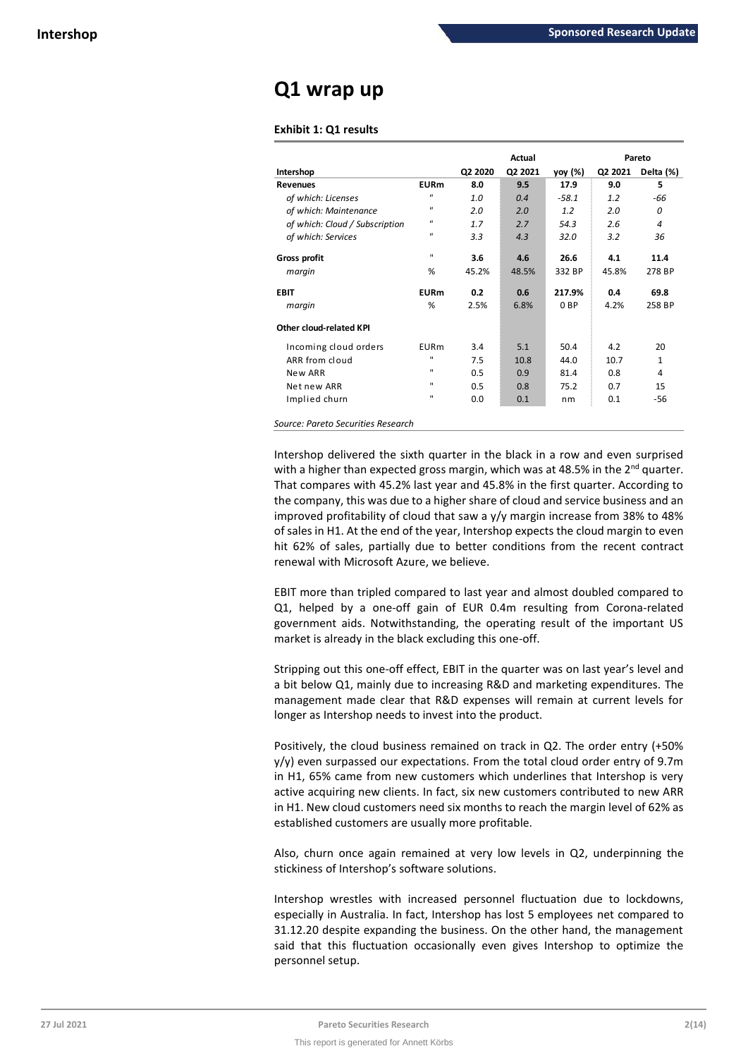# Q1 wrap up

**Exhibit 1: Q1 results**

| | | Actual | | | Pareto | |
|---|---|---|---|---|---|---|
| **Intershop** | | **Q2 2020** | **Q2 2021** | **yoy (%)** | **Q2 2021** | **Delta (%)** |
| **Revenues** | **EURm** | **8.0** | **9.5** | **17.9** | **9.0** | **5** |
| *of which: Licenses* | " | *1.0* | *0.4* | *-58.1* | *1.2* | *-66* |
| *of which: Maintenance* | " | *2.0* | *2.0* | *1.2* | *2.0* | *0* |
| *of which: Cloud / Subscription* | " | *1.7* | *2.7* | *54.3* | *2.6* | *4* |
| *of which: Services* | " | *3.3* | *4.3* | *32.0* | *3.2* | *36* |
| **Gross profit** | " | **3.6** | **4.6** | **26.6** | **4.1** | **11.4** |
| *margin* | % | 45.2% | 48.5% | 332 BP | 45.8% | 278 BP |
| **EBIT** | **EURm** | **0.2** | **0.6** | **217.9%** | **0.4** | **69.8** |
| *margin* | % | 2.5% | 6.8% | 0 BP | 4.2% | 258 BP |
| **Other cloud-related KPI** | | | | | | |
| Incoming cloud orders | EURm | 3.4 | 5.1 | 50.4 | 4.2 | 20 |
| ARR from cloud | " | 7.5 | 10.8 | 44.0 | 10.7 | 1 |
| New ARR | " | 0.5 | 0.9 | 81.4 | 0.8 | 4 |
| Net new ARR | " | 0.5 | 0.8 | 75.2 | 0.7 | 15 |
| Implied churn | " | 0.0 | 0.1 | nm | 0.1 | -56 |

*Source: Pareto Securities Research*

Intershop delivered the sixth quarter in the black in a row and even surprised with a higher than expected gross margin, which was at 48.5% in the 2nd quarter. That compares with 45.2% last year and 45.8% in the first quarter. According to the company, this was due to a higher share of cloud and service business and an improved profitability of cloud that saw a y/y margin increase from 38% to 48% of sales in H1. At the end of the year, Intershop expects the cloud margin to even hit 62% of sales, partially due to better conditions from the recent contract renewal with Microsoft Azure, we believe.

EBIT more than tripled compared to last year and almost doubled compared to Q1, helped by a one-off gain of EUR 0.4m resulting from Corona-related government aids. Notwithstanding, the operating result of the important US market is already in the black excluding this one-off.

Stripping out this one-off effect, EBIT in the quarter was on last year's level and a bit below Q1, mainly due to increasing R&D and marketing expenditures. The management made clear that R&D expenses will remain at current levels for longer as Intershop needs to invest into the product.

Positively, the cloud business remained on track in Q2. The order entry (+50% y/y) even surpassed our expectations. From the total cloud order entry of 9.7m in H1, 65% came from new customers which underlines that Intershop is very active acquiring new clients. In fact, six new customers contributed to new ARR in H1. New cloud customers need six months to reach the margin level of 62% as established customers are usually more profitable.

Also, churn once again remained at very low levels in Q2, underpinning the stickiness of Intershop's software solutions.

Intershop wrestles with increased personnel fluctuation due to lockdowns, especially in Australia. In fact, Intershop has lost 5 employees net compared to 31.12.20 despite expanding the business. On the other hand, the management said that this fluctuation occasionally even gives Intershop to optimize the personnel setup.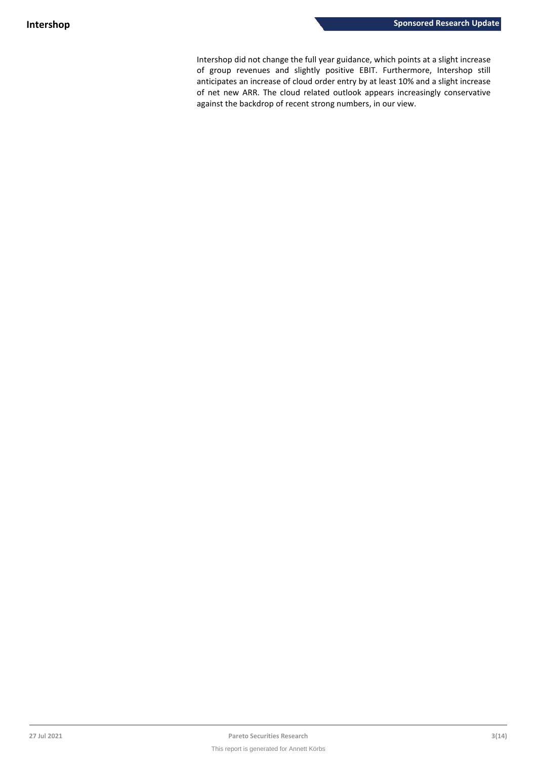Intershop did not change the full year guidance, which points at a slight increase of group revenues and slightly positive EBIT. Furthermore, Intershop still anticipates an increase of cloud order entry by at least 10% and a slight increase of net new ARR. The cloud related outlook appears increasingly conservative against the backdrop of recent strong numbers, in our view.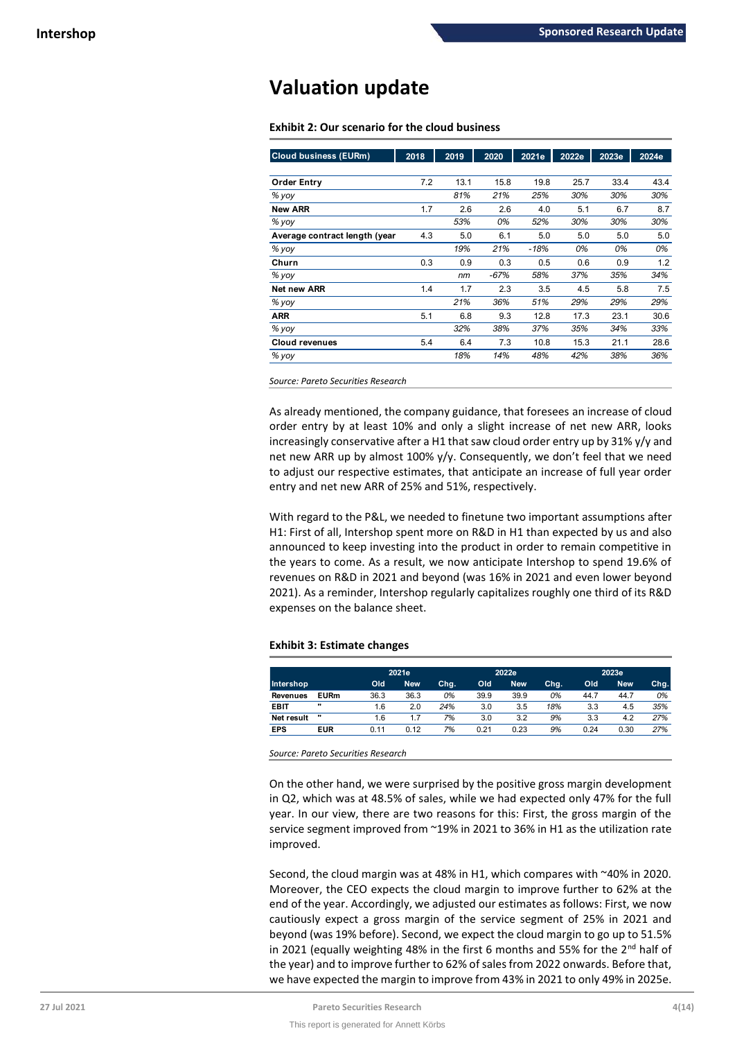# Valuation update

**Exhibit 2: Our scenario for the cloud business**

| Cloud business (EURm) | 2018 | 2019 | 2020 | 2021e | 2022e | 2023e | 2024e |
|---|---|---|---|---|---|---|---|
| **Order Entry** | 7.2 | 13.1 | 15.8 | 19.8 | 25.7 | 33.4 | 43.4 |
| *% yoy* | | *81%* | *21%* | *25%* | *30%* | *30%* | *30%* |
| **New ARR** | 1.7 | 2.6 | 2.6 | 4.0 | 5.1 | 6.7 | 8.7 |
| *% yoy* | | *53%* | *0%* | *52%* | *30%* | *30%* | *30%* |
| **Average contract length (year** | 4.3 | 5.0 | 6.1 | 5.0 | 5.0 | 5.0 | 5.0 |
| *% yoy* | | *19%* | *21%* | *-18%* | *0%* | *0%* | *0%* |
| **Churn** | 0.3 | 0.9 | 0.3 | 0.5 | 0.6 | 0.9 | 1.2 |
| *% yoy* | | *nm* | *-67%* | *58%* | *37%* | *35%* | *34%* |
| **Net new ARR** | 1.4 | 1.7 | 2.3 | 3.5 | 4.5 | 5.8 | 7.5 |
| *% yoy* | | *21%* | *36%* | *51%* | *29%* | *29%* | *29%* |
| **ARR** | 5.1 | 6.8 | 9.3 | 12.8 | 17.3 | 23.1 | 30.6 |
| *% yoy* | | *32%* | *38%* | *37%* | *35%* | *34%* | *33%* |
| **Cloud revenues** | 5.4 | 6.4 | 7.3 | 10.8 | 15.3 | 21.1 | 28.6 |
| *% yoy* | | *18%* | *14%* | *48%* | *42%* | *38%* | *36%* |

*Source: Pareto Securities Research*

As already mentioned, the company guidance, that foresees an increase of cloud order entry by at least 10% and only a slight increase of net new ARR, looks increasingly conservative after a H1 that saw cloud order entry up by 31% y/y and net new ARR up by almost 100% y/y. Consequently, we don't feel that we need to adjust our respective estimates, that anticipate an increase of full year order entry and net new ARR of 25% and 51%, respectively.

With regard to the P&L, we needed to finetune two important assumptions after H1: First of all, Intershop spent more on R&D in H1 than expected by us and also announced to keep investing into the product in order to remain competitive in the years to come. As a result, we now anticipate Intershop to spend 19.6% of revenues on R&D in 2021 and beyond (was 16% in 2021 and even lower beyond 2021). As a reminder, Intershop regularly capitalizes roughly one third of its R&D expenses on the balance sheet.

**Exhibit 3: Estimate changes**

| | | 2021e | | | 2022e | | | 2023e | | |
|---|---|---|---|---|---|---|---|---|---|---|
| **Intershop** | | **Old** | **New** | **Chg.** | **Old** | **New** | **Chg.** | **Old** | **New** | **Chg.** |
| **Revenues** | **EURm** | 36.3 | 36.3 | *0%* | 39.9 | 39.9 | *0%* | 44.7 | 44.7 | *0%* |
| **EBIT** | " | 1.6 | 2.0 | *24%* | 3.0 | 3.5 | *18%* | 3.3 | 4.5 | *35%* |
| **Net result** | " | 1.6 | 1.7 | *7%* | 3.0 | 3.2 | *9%* | 3.3 | 4.2 | *27%* |
| **EPS** | **EUR** | 0.11 | 0.12 | *7%* | 0.21 | 0.23 | *9%* | 0.24 | 0.30 | *27%* |

*Source: Pareto Securities Research*

On the other hand, we were surprised by the positive gross margin development in Q2, which was at 48.5% of sales, while we had expected only 47% for the full year. In our view, there are two reasons for this: First, the gross margin of the service segment improved from ~19% in 2021 to 36% in H1 as the utilization rate improved.

Second, the cloud margin was at 48% in H1, which compares with ~40% in 2020. Moreover, the CEO expects the cloud margin to improve further to 62% at the end of the year. Accordingly, we adjusted our estimates as follows: First, we now cautiously expect a gross margin of the service segment of 25% in 2021 and beyond (was 19% before). Second, we expect the cloud margin to go up to 51.5% in 2021 (equally weighting 48% in the first 6 months and 55% for the 2nd half of the year) and to improve further to 62% of sales from 2022 onwards. Before that, we have expected the margin to improve from 43% in 2021 to only 49% in 2025e.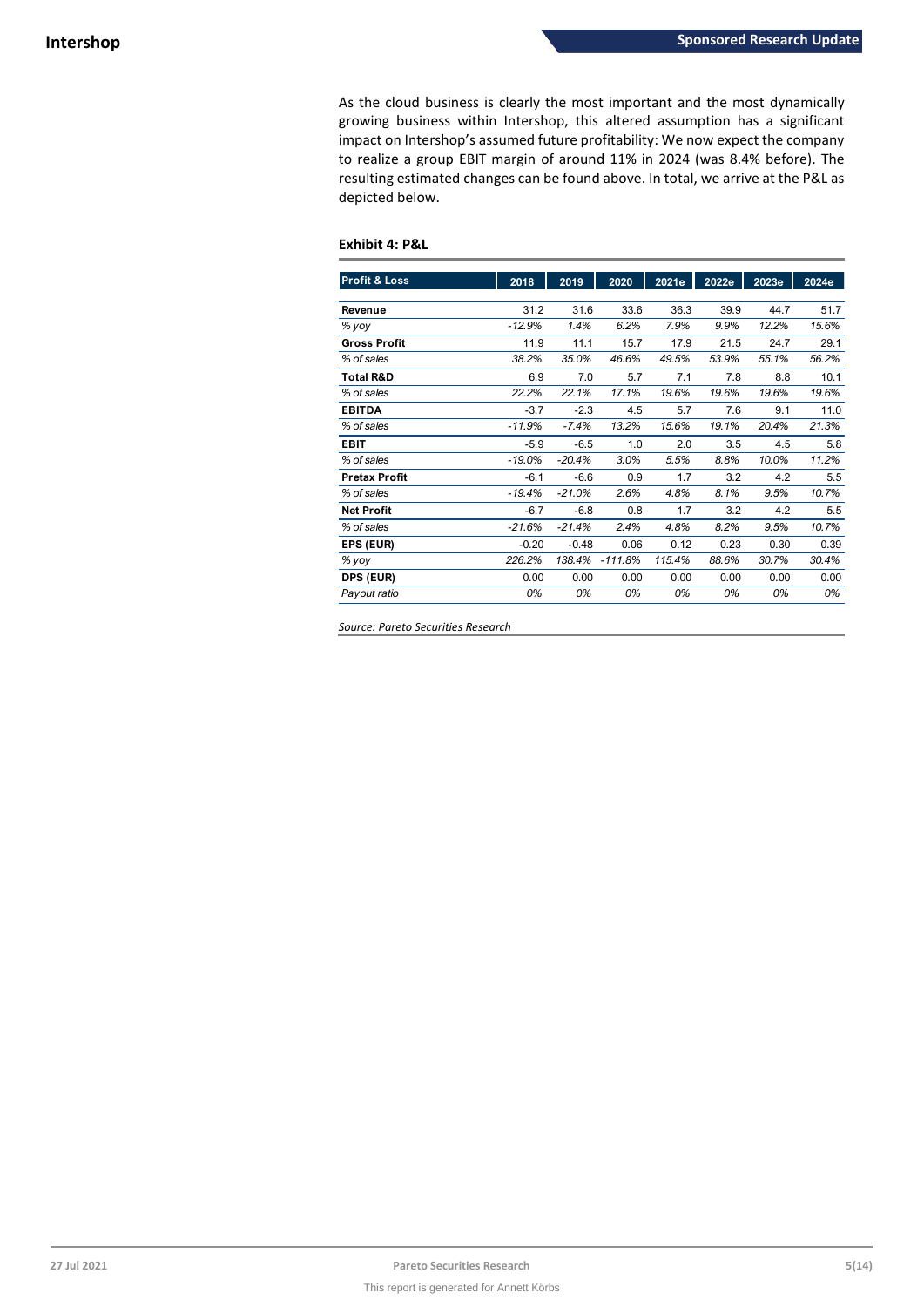As the cloud business is clearly the most important and the most dynamically growing business within Intershop, this altered assumption has a significant impact on Intershop's assumed future profitability: We now expect the company to realize a group EBIT margin of around 11% in 2024 (was 8.4% before). The resulting estimated changes can be found above. In total, we arrive at the P&L as depicted below.

**Exhibit 4: P&L**

| Profit & Loss | 2018 | 2019 | 2020 | 2021e | 2022e | 2023e | 2024e |
|---|---|---|---|---|---|---|---|
| **Revenue** | 31.2 | 31.6 | 33.6 | 36.3 | 39.9 | 44.7 | 51.7 |
| *% yoy* | *-12.9%* | *1.4%* | *6.2%* | *7.9%* | *9.9%* | *12.2%* | *15.6%* |
| **Gross Profit** | 11.9 | 11.1 | 15.7 | 17.9 | 21.5 | 24.7 | 29.1 |
| *% of sales* | *38.2%* | *35.0%* | *46.6%* | *49.5%* | *53.9%* | *55.1%* | *56.2%* |
| **Total R&D** | 6.9 | 7.0 | 5.7 | 7.1 | 7.8 | 8.8 | 10.1 |
| *% of sales* | *22.2%* | *22.1%* | *17.1%* | *19.6%* | *19.6%* | *19.6%* | *19.6%* |
| **EBITDA** | -3.7 | -2.3 | 4.5 | 5.7 | 7.6 | 9.1 | 11.0 |
| *% of sales* | *-11.9%* | *-7.4%* | *13.2%* | *15.6%* | *19.1%* | *20.4%* | *21.3%* |
| **EBIT** | -5.9 | -6.5 | 1.0 | 2.0 | 3.5 | 4.5 | 5.8 |
| *% of sales* | *-19.0%* | *-20.4%* | *3.0%* | *5.5%* | *8.8%* | *10.0%* | *11.2%* |
| **Pretax Profit** | -6.1 | -6.6 | 0.9 | 1.7 | 3.2 | 4.2 | 5.5 |
| *% of sales* | *-19.4%* | *-21.0%* | *2.6%* | *4.8%* | *8.1%* | *9.5%* | *10.7%* |
| **Net Profit** | -6.7 | -6.8 | 0.8 | 1.7 | 3.2 | 4.2 | 5.5 |
| *% of sales* | *-21.6%* | *-21.4%* | *2.4%* | *4.8%* | *8.2%* | *9.5%* | *10.7%* |
| **EPS (EUR)** | -0.20 | -0.48 | 0.06 | 0.12 | 0.23 | 0.30 | 0.39 |
| *% yoy* | *226.2%* | *138.4%* | *-111.8%* | *115.4%* | *88.6%* | *30.7%* | *30.4%* |
| **DPS (EUR)** | 0.00 | 0.00 | 0.00 | 0.00 | 0.00 | 0.00 | 0.00 |
| *Payout ratio* | *0%* | *0%* | *0%* | *0%* | *0%* | *0%* | *0%* |

*Source: Pareto Securities Research*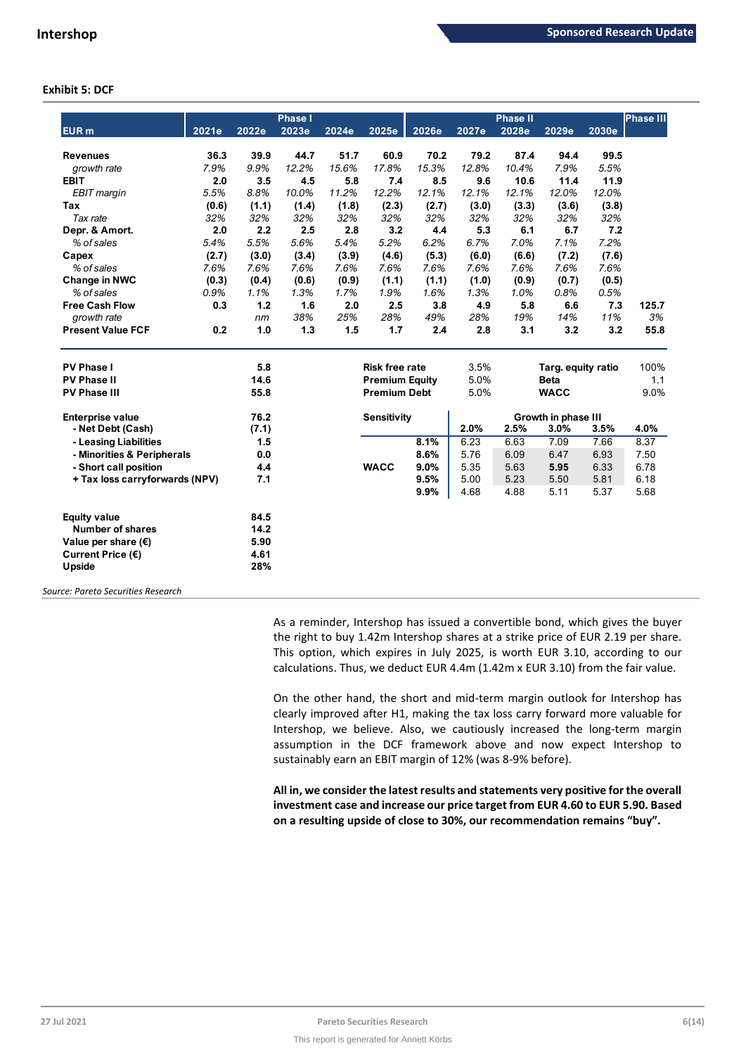**Exhibit 5: DCF**

| EUR m | 2021e | 2022e | Phase I 2023e | 2024e | 2025e | 2026e | 2027e | Phase II 2028e | 2029e | 2030e | Phase III |
|---|---|---|---|---|---|---|---|---|---|---|---|
| **Revenues** | **36.3** | **39.9** | **44.7** | **51.7** | **60.9** | **70.2** | **79.2** | **87.4** | **94.4** | **99.5** | |
| *growth rate* | *7.9%* | *9.9%* | *12.2%* | *15.6%* | *17.8%* | *15.3%* | *12.8%* | *10.4%* | *7.9%* | *5.5%* | |
| **EBIT** | **2.0** | **3.5** | **4.5** | **5.8** | **7.4** | **8.5** | **9.6** | **10.6** | **11.4** | **11.9** | |
| *EBIT margin* | *5.5%* | *8.8%* | *10.0%* | *11.2%* | *12.2%* | *12.1%* | *12.1%* | *12.1%* | *12.0%* | *12.0%* | |
| **Tax** | **(0.6)** | **(1.1)** | **(1.4)** | **(1.8)** | **(2.3)** | **(2.7)** | **(3.0)** | **(3.3)** | **(3.6)** | **(3.8)** | |
| *Tax rate* | *32%* | *32%* | *32%* | *32%* | *32%* | *32%* | *32%* | *32%* | *32%* | *32%* | |
| **Depr. & Amort.** | **2.0** | **2.2** | **2.5** | **2.8** | **3.2** | **4.4** | **5.3** | **6.1** | **6.7** | **7.2** | |
| *% of sales* | *5.4%* | *5.5%* | *5.6%* | *5.4%* | *5.2%* | *6.2%* | *6.7%* | *7.0%* | *7.1%* | *7.2%* | |
| **Capex** | **(2.7)** | **(3.0)** | **(3.4)** | **(3.9)** | **(4.6)** | **(5.3)** | **(6.0)** | **(6.6)** | **(7.2)** | **(7.6)** | |
| *% of sales* | *7.6%* | *7.6%* | *7.6%* | *7.6%* | *7.6%* | *7.6%* | *7.6%* | *7.6%* | *7.6%* | *7.6%* | |
| **Change in NWC** | **(0.3)** | **(0.4)** | **(0.6)** | **(0.9)** | **(1.1)** | **(1.1)** | **(1.0)** | **(0.9)** | **(0.7)** | **(0.5)** | |
| *% of sales* | *0.9%* | *1.1%* | *1.3%* | *1.7%* | *1.9%* | *1.6%* | *1.3%* | *1.0%* | *0.8%* | *0.5%* | |
| **Free Cash Flow** | **0.3** | **1.2** | **1.6** | **2.0** | **2.5** | **3.8** | **4.9** | **5.8** | **6.6** | **7.3** | **125.7** |
| *growth rate* | | *nm* | *38%* | *25%* | *28%* | *49%* | *28%* | *19%* | *14%* | *11%* | *3%* |
| **Present Value FCF** | **0.2** | **1.0** | **1.3** | **1.5** | **1.7** | **2.4** | **2.8** | **3.1** | **3.2** | **3.2** | **55.8** |

| | |
|---|---|
| **PV Phase I** | **5.8** |
| **PV Phase II** | **14.6** |
| **PV Phase III** | **55.8** |
| **Enterprise value** | **76.2** |
| **- Net Debt (Cash)** | **(7.1)** |
| **- Leasing Liabilities** | **1.5** |
| **- Minorities & Peripherals** | **0.0** |
| **- Short call position** | **4.4** |
| **+ Tax loss carryforwards (NPV)** | **7.1** |
| **Equity value** | **84.5** |
| **Number of shares** | **14.2** |
| **Value per share (€)** | **5.90** |
| **Current Price (€)** | **4.61** |
| **Upside** | **28%** |

| | | | |
|---|---|---|---|
| **Risk free rate** | 3.5% | **Targ. equity ratio** | 100% |
| **Premium Equity** | 5.0% | **Beta** | 1.1 |
| **Premium Debt** | 5.0% | **WACC** | 9.0% |

| **Sensitivity** | | Growth in phase III | | | | |
|---|---|---|---|---|---|---|
| | | **2.0%** | **2.5%** | **3.0%** | **3.5%** | **4.0%** |
| | **8.1%** | 6.23 | 6.63 | 7.09 | 7.66 | 8.37 |
| | **8.6%** | 5.76 | 6.09 | 6.47 | 6.93 | 7.50 |
| **WACC** | **9.0%** | 5.35 | 5.63 | **5.95** | 6.33 | 6.78 |
| | **9.5%** | 5.00 | 5.23 | 5.50 | 5.81 | 6.18 |
| | **9.9%** | 4.68 | 4.88 | 5.11 | 5.37 | 5.68 |

*Source: Pareto Securities Research*

As a reminder, Intershop has issued a convertible bond, which gives the buyer the right to buy 1.42m Intershop shares at a strike price of EUR 2.19 per share. This option, which expires in July 2025, is worth EUR 3.10, according to our calculations. Thus, we deduct EUR 4.4m (1.42m x EUR 3.10) from the fair value.

On the other hand, the short and mid-term margin outlook for Intershop has clearly improved after H1, making the tax loss carry forward more valuable for Intershop, we believe. Also, we cautiously increased the long-term margin assumption in the DCF framework above and now expect Intershop to sustainably earn an EBIT margin of 12% (was 8-9% before).

**All in, we consider the latest results and statements very positive for the overall investment case and increase our price target from EUR 4.60 to EUR 5.90. Based on a resulting upside of close to 30%, our recommendation remains "buy".**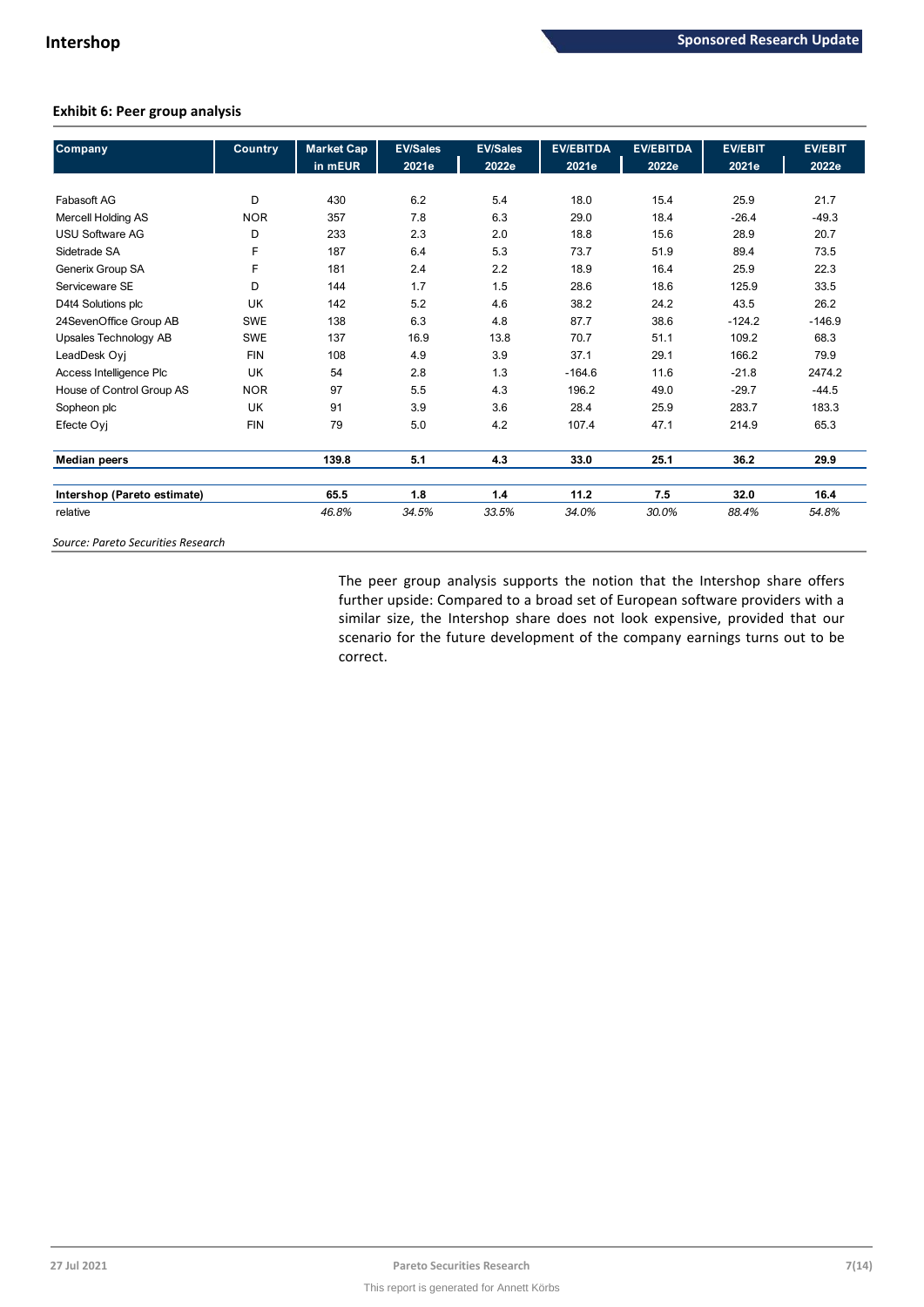**Exhibit 6: Peer group analysis**

| Company | Country | Market Cap in mEUR | EV/Sales 2021e | EV/Sales 2022e | EV/EBITDA 2021e | EV/EBITDA 2022e | EV/EBIT 2021e | EV/EBIT 2022e |
|---|---|---|---|---|---|---|---|---|
| Fabasoft AG | D | 430 | 6.2 | 5.4 | 18.0 | 15.4 | 25.9 | 21.7 |
| Mercell Holding AS | NOR | 357 | 7.8 | 6.3 | 29.0 | 18.4 | -26.4 | -49.3 |
| USU Software AG | D | 233 | 2.3 | 2.0 | 18.8 | 15.6 | 28.9 | 20.7 |
| Sidetrade SA | F | 187 | 6.4 | 5.3 | 73.7 | 51.9 | 89.4 | 73.5 |
| Generix Group SA | F | 181 | 2.4 | 2.2 | 18.9 | 16.4 | 25.9 | 22.3 |
| Serviceware SE | D | 144 | 1.7 | 1.5 | 28.6 | 18.6 | 125.9 | 33.5 |
| D4t4 Solutions plc | UK | 142 | 5.2 | 4.6 | 38.2 | 24.2 | 43.5 | 26.2 |
| 24SevenOffice Group AB | SWE | 138 | 6.3 | 4.8 | 87.7 | 38.6 | -124.2 | -146.9 |
| Upsales Technology AB | SWE | 137 | 16.9 | 13.8 | 70.7 | 51.1 | 109.2 | 68.3 |
| LeadDesk Oyj | FIN | 108 | 4.9 | 3.9 | 37.1 | 29.1 | 166.2 | 79.9 |
| Access Intelligence Plc | UK | 54 | 2.8 | 1.3 | -164.6 | 11.6 | -21.8 | 2474.2 |
| House of Control Group AS | NOR | 97 | 5.5 | 4.3 | 196.2 | 49.0 | -29.7 | -44.5 |
| Sopheon plc | UK | 91 | 3.9 | 3.6 | 28.4 | 25.9 | 283.7 | 183.3 |
| Efecte Oyj | FIN | 79 | 5.0 | 4.2 | 107.4 | 47.1 | 214.9 | 65.3 |
| **Median peers** | | **139.8** | **5.1** | **4.3** | **33.0** | **25.1** | **36.2** | **29.9** |
| **Intershop (Pareto estimate)** | | **65.5** | **1.8** | **1.4** | **11.2** | **7.5** | **32.0** | **16.4** |
| relative | | *46.8%* | *34.5%* | *33.5%* | *34.0%* | *30.0%* | *88.4%* | *54.8%* |

*Source: Pareto Securities Research*

The peer group analysis supports the notion that the Intershop share offers further upside: Compared to a broad set of European software providers with a similar size, the Intershop share does not look expensive, provided that our scenario for the future development of the company earnings turns out to be correct.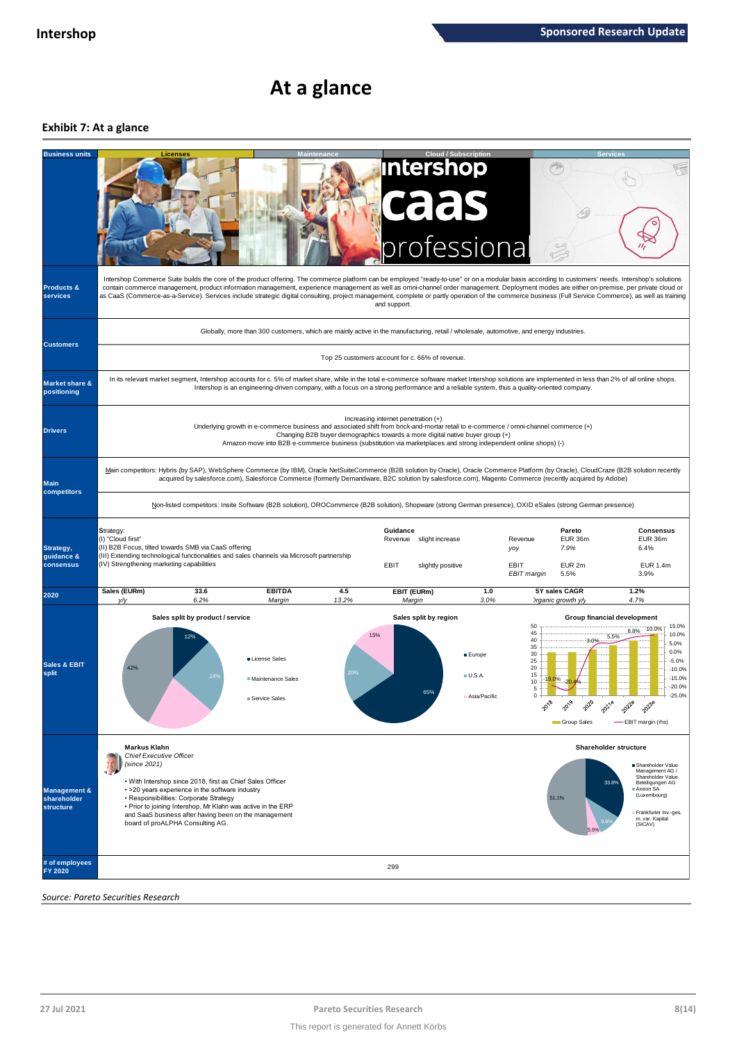# At a glance

### Exhibit 7: At a glance

| Business units | Licenses | Maintenance | Cloud / Subscription | Services |
|---|---|---|---|---|
| **Products & services** | Intershop Commerce Suite builds the core of the product offering. The commerce platform can be employed "ready-to-use" or on a modular basis according to customers' needs. Intershop's solutions contain commerce management, product information management, experience management as well as omni-channel order management. Deployment modes are either on-premise, per private cloud or as CaaS (Commerce-as-a-Service). Services include strategic digital consulting, project management, complete or partly operation of the commerce business (Full Service Commerce), as well as training and support. | | | |
| **Customers** | Globally, more than 300 customers, which are mainly active in the manufacturing, retail / wholesale, automotive, and energy industries. | | | |
| | Top 25 customers account for c. 66% of revenue. | | | |
| **Market share & positioning** | In its relevant market segment, Intershop accounts for c. 5% of market share, while in the total e-commerce software market Intershop solutions are implemented in less than 2% of all online shops. Intershop is an engineering-driven company, with a focus on a strong performance and a reliable system, thus a quality-oriented company. | | | |
| **Drivers** | Increasing internet penetration (+)<br>Underlying growth in e-commerce business and associated shift from brick-and-mortar retail to e-commerce / omni-channel commerce (+)<br>Changing B2B buyer demographics towards a more digital native buyer group (+)<br>Amazon move into B2B e-commerce business (substitution via marketplaces and strong independent online shops) (-) | | | |
| **Main competitors** | Main competitors: Hybris (by SAP), WebSphere Commerce (by IBM), Oracle NetSuiteCommerce (B2B solution by Oracle), Oracle Commerce Platform (by Oracle), CloudCraze (B2B solution recently acquired by salesforce.com), Salesforce Commerce (formerly Demandware, B2C solution by salesforce.com), Magento Commerce (recently acquired by Adobe) | | | |
| | Non-listed competitors: Insite Software (B2B solution), OROCommerce (B2B solution), Shopware (strong German presence), OXID eSales (strong German presence) | | | |

**Strategy, guidance & consensus**

Strategy:
(I) "Cloud first"
(II) B2B Focus, tilted towards SMB via CaaS offering
(III) Extending technological functionalities and sales channels via Microsoft partnership
(IV) Strengthening marketing capabilities

| Guidance | | | Pareto | Consensus |
|---|---|---|---|---|
| Revenue | slight increase | Revenue *yoy* | EUR 36m *7.9%* | EUR 36m *6.4%* |
| EBIT | slightly positive | EBIT *EBIT margin* | EUR 2m *5.5%* | EUR 1.4m *3.9%* |

**2020**

| Sales (EURm) | 33.6 | EBITDA | 4.5 | EBIT (EURm) | 1.0 | 5Y sales CAGR | 1.2% |
|---|---|---|---|---|---|---|---|
| *y/y* | *6.2%* | *Margin* | *13.2%* | *Margin* | *3.0%* | *Organic growth y/y* | *4.7%* |

**Sales & EBIT split**

Sales split by product / service: License Sales 12%, Maintenance Sales 24%, Service Sales 42%, (Cloud/Subscription) 22%

Sales split by region: Europe 65%, U.S.A. 20%, Asia/Pacific 15%

Group financial development (Group Sales; EBIT margin (rhs)): 2018: -19.0%; 2019: -20.4%; 2020: 3.0%; 2021e: 5.5%; 2022e: 8.8%; 2023e: 10.0%

**Management & shareholder structure**

**Markus Klahn**
*Chief Executive Officer*
*(since 2021)*

- With Intershop since 2018, first as Chief Sales Officer
- >20 years experience in the software industry
- Responsibilities: Corporate Strategy
- Prior to joining Intershop, Mr Klahn was active in the ERP and SaaS business after having been on the management board of proALPHA Consulting AG.

Shareholder structure: Shareholder Value Management AG / Shareholder Value Beteiligungen AG 33.8%; Axxion SA (Luxembourg) 9.6%; Frankfurter Inv.-ges. m. var. Kapital (SICAV) 5.5%; Others 51.1%

**# of employees FY 2020:** 299

*Source: Pareto Securities Research*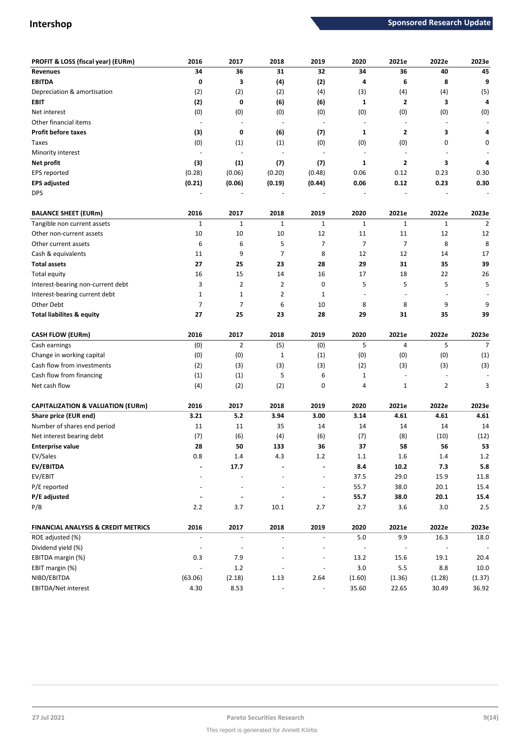| PROFIT & LOSS (fiscal year) (EURm) | 2016 | 2017 | 2018 | 2019 | 2020 | 2021e | 2022e | 2023e |
|---|---|---|---|---|---|---|---|---|
| **Revenues** | **34** | **36** | **31** | **32** | **34** | **36** | **40** | **45** |
| **EBITDA** | **0** | **3** | **(4)** | **(2)** | **4** | **6** | **8** | **9** |
| Depreciation & amortisation | (2) | (2) | (2) | (4) | (3) | (4) | (4) | (5) |
| **EBIT** | **(2)** | **0** | **(6)** | **(6)** | **1** | **2** | **3** | **4** |
| Net interest | (0) | (0) | (0) | (0) | (0) | (0) | (0) | (0) |
| Other financial items | - | - | - | - | - | - | - | - |
| **Profit before taxes** | **(3)** | **0** | **(6)** | **(7)** | **1** | **2** | **3** | **4** |
| Taxes | (0) | (1) | (1) | (0) | (0) | (0) | 0 | 0 |
| Minority interest | - | - | - | - | - | - | - | - |
| **Net profit** | **(3)** | **(1)** | **(7)** | **(7)** | **1** | **2** | **3** | **4** |
| EPS reported | (0.28) | (0.06) | (0.20) | (0.48) | 0.06 | 0.12 | 0.23 | 0.30 |
| **EPS adjusted** | **(0.21)** | **(0.06)** | **(0.19)** | **(0.44)** | **0.06** | **0.12** | **0.23** | **0.30** |
| DPS | - | - | - | - | - | - | - | - |

| BALANCE SHEET (EURm) | 2016 | 2017 | 2018 | 2019 | 2020 | 2021e | 2022e | 2023e |
|---|---|---|---|---|---|---|---|---|
| Tangible non current assets | 1 | 1 | 1 | 1 | 1 | 1 | 1 | 2 |
| Other non-current assets | 10 | 10 | 10 | 12 | 11 | 11 | 12 | 12 |
| Other current assets | 6 | 6 | 5 | 7 | 7 | 7 | 8 | 8 |
| Cash & equivalents | 11 | 9 | 7 | 8 | 12 | 12 | 14 | 17 |
| **Total assets** | **27** | **25** | **23** | **28** | **29** | **31** | **35** | **39** |
| Total equity | 16 | 15 | 14 | 16 | 17 | 18 | 22 | 26 |
| Interest-bearing non-current debt | 3 | 2 | 2 | 0 | 5 | 5 | 5 | 5 |
| Interest-bearing current debt | 1 | 1 | 2 | 1 | - | - | - | - |
| Other Debt | 7 | 7 | 6 | 10 | 8 | 8 | 9 | 9 |
| **Total liabilites & equity** | **27** | **25** | **23** | **28** | **29** | **31** | **35** | **39** |

| CASH FLOW (EURm) | 2016 | 2017 | 2018 | 2019 | 2020 | 2021e | 2022e | 2023e |
|---|---|---|---|---|---|---|---|---|
| Cash earnings | (0) | 2 | (5) | (0) | 5 | 4 | 5 | 7 |
| Change in working capital | (0) | (0) | 1 | (1) | (0) | (0) | (0) | (1) |
| Cash flow from investments | (2) | (3) | (3) | (3) | (2) | (3) | (3) | (3) |
| Cash flow from financing | (1) | (1) | 5 | 6 | 1 | - | - | - |
| Net cash flow | (4) | (2) | (2) | 0 | 4 | 1 | 2 | 3 |

| CAPITALIZATION & VALUATION (EURm) | 2016 | 2017 | 2018 | 2019 | 2020 | 2021e | 2022e | 2023e |
|---|---|---|---|---|---|---|---|---|
| **Share price (EUR end)** | **3.21** | **5.2** | **3.94** | **3.00** | **3.14** | **4.61** | **4.61** | **4.61** |
| Number of shares end period | 11 | 11 | 35 | 14 | 14 | 14 | 14 | 14 |
| Net interest bearing debt | (7) | (6) | (4) | (6) | (7) | (8) | (10) | (12) |
| **Enterprise value** | **28** | **50** | **133** | **36** | **37** | **58** | **56** | **53** |
| EV/Sales | 0.8 | 1.4 | 4.3 | 1.2 | 1.1 | 1.6 | 1.4 | 1.2 |
| **EV/EBITDA** | **-** | **17.7** | **-** | **-** | **8.4** | **10.2** | **7.3** | **5.8** |
| EV/EBIT | - | - | - | - | 37.5 | 29.0 | 15.9 | 11.8 |
| P/E reported | - | - | - | - | 55.7 | 38.0 | 20.1 | 15.4 |
| **P/E adjusted** | **-** | **-** | **-** | **-** | **55.7** | **38.0** | **20.1** | **15.4** |
| P/B | 2.2 | 3.7 | 10.1 | 2.7 | 2.7 | 3.6 | 3.0 | 2.5 |

| FINANCIAL ANALYSIS & CREDIT METRICS | 2016 | 2017 | 2018 | 2019 | 2020 | 2021e | 2022e | 2023e |
|---|---|---|---|---|---|---|---|---|
| ROE adjusted (%) | - | - | - | - | 5.0 | 9.9 | 16.3 | 18.0 |
| Dividend yield (%) | - | - | - | - | - | - | - | - |
| EBITDA margin (%) | 0.3 | 7.9 | - | - | 13.2 | 15.6 | 19.1 | 20.4 |
| EBIT margin (%) | - | 1.2 | - | - | 3.0 | 5.5 | 8.8 | 10.0 |
| NIBD/EBITDA | (63.06) | (2.18) | 1.13 | 2.64 | (1.60) | (1.36) | (1.28) | (1.37) |
| EBITDA/Net interest | 4.30 | 8.53 | - | - | 35.60 | 22.65 | 30.49 | 36.92 |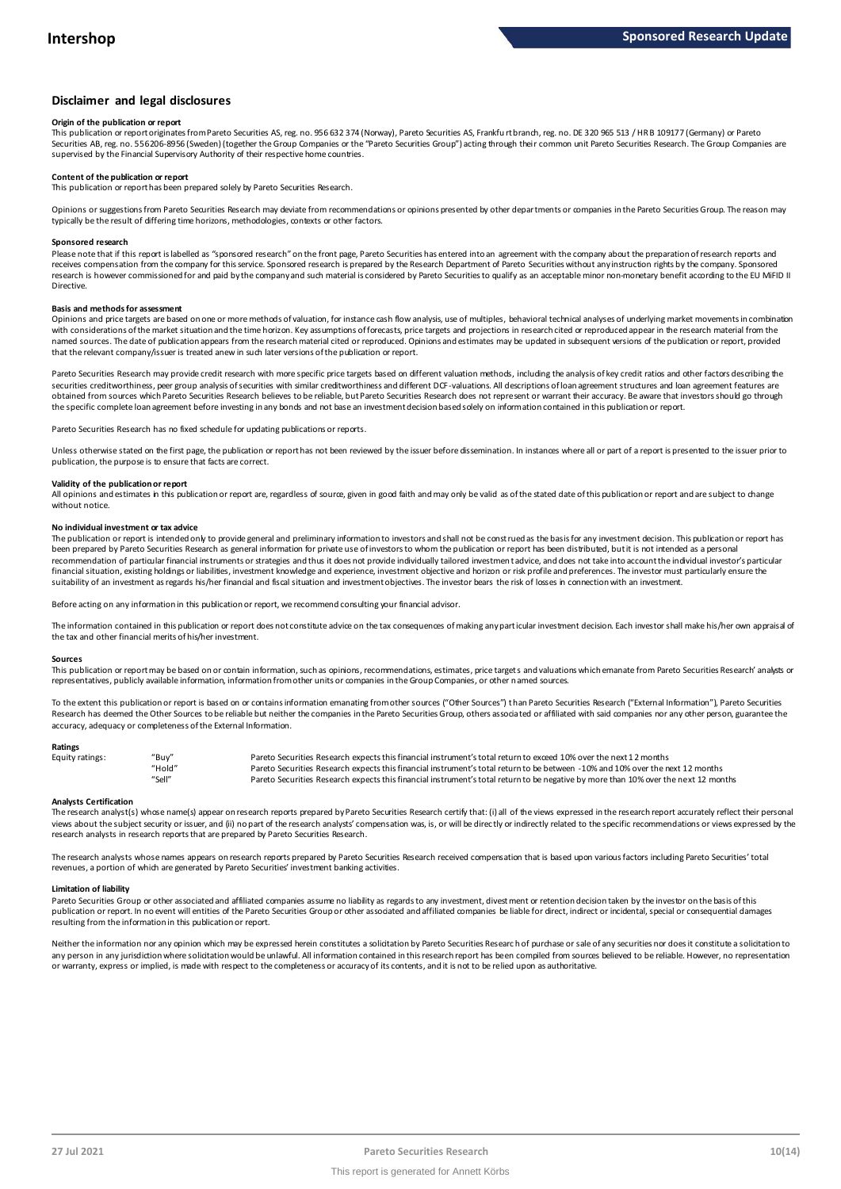## Disclaimer and legal disclosures

#### Origin of the publication or report

This publication or report originates from Pareto Securities AS, reg. no. 956 632 374 (Norway), Pareto Securities AS, Frankfurt branch, reg. no. DE 320 965 513 / HR B 109177 (Germany) or Pareto Securities AB, reg. no. 556206-8956 (Sweden) (together the Group Companies or the "Pareto Securities Group") acting through their common unit Pareto Securities Research. The Group Companies are supervised by the Financial Supervisory Authority of their respective home countries.

#### Content of the publication or report

This publication or report has been prepared solely by Pareto Securities Research.

Opinions or suggestions from Pareto Securities Research may deviate from recommendations or opinions presented by other departments or companies in the Pareto Securities Group. The reason may typically be the result of differing time horizons, methodologies, contexts or other factors.

#### Sponsored research

Please note that if this report is labelled as "sponsored research" on the front page, Pareto Securities has entered into an agreement with the company about the preparation of research reports and receives compensation from the company for this service. Sponsored research is prepared by the Research Department of Pareto Securities without any instruction rights by the company. Sponsored research is however commissioned for and paid by the company and such material is considered by Pareto Securities to qualify as an acceptable minor non-monetary benefit according to the EU MiFID II Directive.

#### Basis and methods for assessment

Opinions and price targets are based on one or more methods of valuation, for instance cash flow analysis, use of multiples, behavioral technical analyses of underlying market movements in combination with considerations of the market situation and the time horizon. Key assumptions of forecasts, price targets and projections in research cited or reproduced appear in the research material from the named sources. The date of publication appears from the research material cited or reproduced. Opinions and estimates may be updated in subsequent versions of the publication or report, provided that the relevant company/issuer is treated anew in such later versions of the publication or report.

Pareto Securities Research may provide credit research with more specific price targets based on different valuation methods, including the analysis of key credit ratios and other factors describing the securities creditworthiness, peer group analysis of securities with similar creditworthiness and different DCF-valuations. All descriptions of loan agreement structures and loan agreement features are obtained from sources which Pareto Securities Research believes to be reliable, but Pareto Securities Research does not represent or warrant their accuracy. Be aware that investors should go through the specific complete loan agreement before investing in any bonds and not base an investment decision based solely on information contained in this publication or report.

Pareto Securities Research has no fixed schedule for updating publications or reports.

Unless otherwise stated on the first page, the publication or report has not been reviewed by the issuer before dissemination. In instances where all or part of a report is presented to the issuer prior to publication, the purpose is to ensure that facts are correct.

#### Validity of the publication or report

All opinions and estimates in this publication or report are, regardless of source, given in good faith and may only be valid as of the stated date of this publication or report and are subject to change without notice.

#### No individual investment or tax advice

The publication or report is intended only to provide general and preliminary information to investors and shall not be construed as the basis for any investment decision. This publication or report has been prepared by Pareto Securities Research as general information for private use of investors to whom the publication or report has been distributed, but it is not intended as a personal recommendation of particular financial instruments or strategies and thus it does not provide individually tailored investment advice, and does not take into account the individual investor's particular financial situation, existing holdings or liabilities, investment knowledge and experience, investment objective and horizon or risk profile and preferences. The investor must particularly ensure the suitability of an investment as regards his/her financial and fiscal situation and investment objectives. The investor bears the risk of losses in connection with an investment.

Before acting on any information in this publication or report, we recommend consulting your financial advisor.

The information contained in this publication or report does not constitute advice on the tax consequences of making any particular investment decision. Each investor shall make his/her own appraisal of the tax and other financial merits of his/her investment.

#### Sources

This publication or report may be based on or contain information, such as opinions, recommendations, estimates, price targets and valuations which emanate from Pareto Securities Research' analysts or representatives, publicly available information, information from other units or companies in the Group Companies, or other named sources.

To the extent this publication or report is based on or contains information emanating from other sources ("Other Sources") than Pareto Securities Research ("External Information"), Pareto Securities Research has deemed the Other Sources to be reliable but neither the companies in the Pareto Securities Group, others associated or affiliated with said companies nor any other person, guarantee the accuracy, adequacy or completeness of the External Information.

#### Ratings

| Equity ratings: | "Buy" | Pareto Securities Research expects this financial instrument's total return to exceed 10% over the next 12 months |
|---|---|---|
| | "Hold" | Pareto Securities Research expects this financial instrument's total return to be between -10% and 10% over the next 12 months |
| | "Sell" | Pareto Securities Research expects this financial instrument's total return to be negative by more than 10% over the next 12 months |

#### Analysts Certification

The research analyst(s) whose name(s) appear on research reports prepared by Pareto Securities Research certify that: (i) all of the views expressed in the research report accurately reflect their personal views about the subject security or issuer, and (ii) no part of the research analysts' compensation was, is, or will be directly or indirectly related to the specific recommendations or views expressed by the research analysts in research reports that are prepared by Pareto Securities Research.

The research analysts whose names appears on research reports prepared by Pareto Securities Research received compensation that is based upon various factors including Pareto Securities' total revenues, a portion of which are generated by Pareto Securities' investment banking activities.

#### Limitation of liability

Pareto Securities Group or other associated and affiliated companies assume no liability as regards to any investment, divestment or retention decision taken by the investor on the basis of this publication or report. In no event will entities of the Pareto Securities Group or other associated and affiliated companies be liable for direct, indirect or incidental, special or consequential damages resulting from the information in this publication or report.

Neither the information nor any opinion which may be expressed herein constitutes a solicitation by Pareto Securities Research of purchase or sale of any securities nor does it constitute a solicitation to any person in any jurisdiction where solicitation would be unlawful. All information contained in this research report has been compiled from sources believed to be reliable. However, no representation or warranty, express or implied, is made with respect to the completeness or accuracy of its contents, and it is not to be relied upon as authoritative.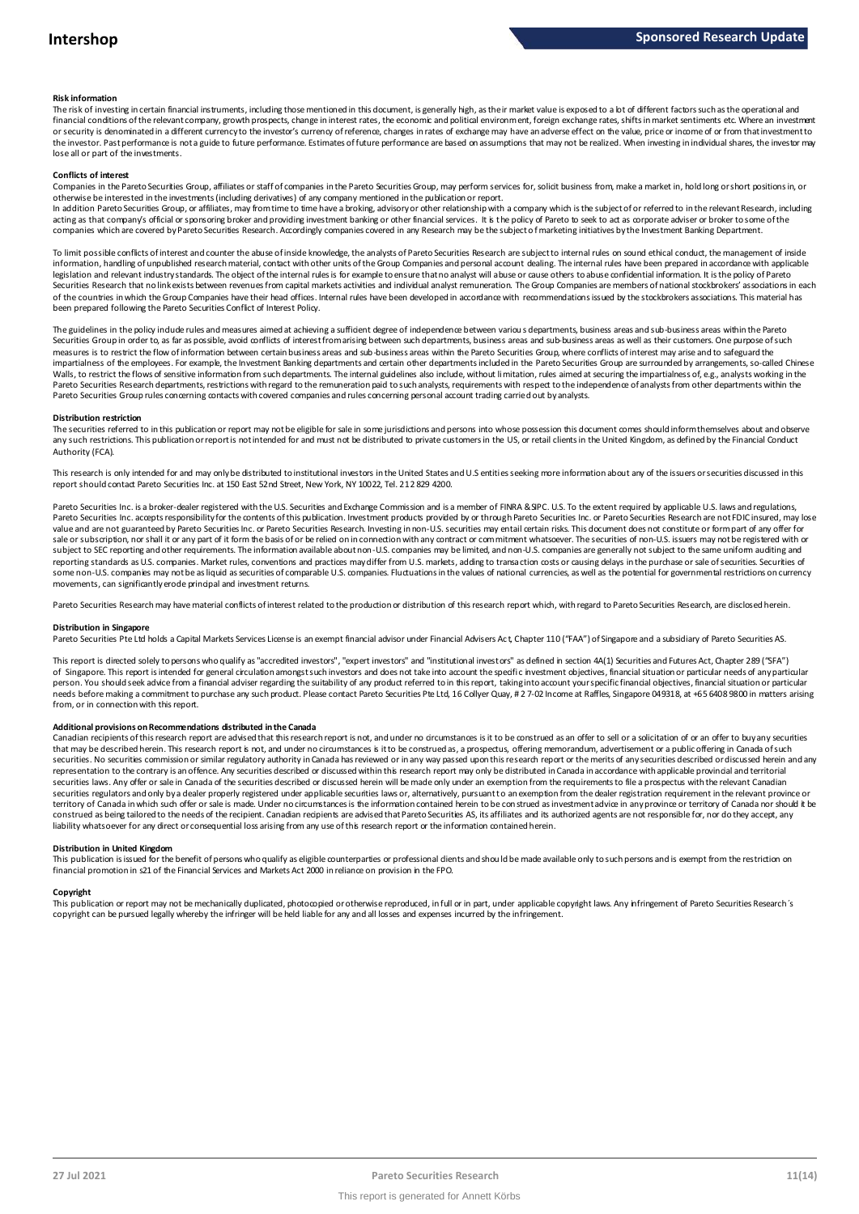### Risk information

The risk of investing in certain financial instruments, including those mentioned in this document, is generally high, as their market value is exposed to a lot of different factors such as the operational and financial conditions of the relevant company, growth prospects, change in interest rates, the economic and political environment, foreign exchange rates, shifts in market sentiments etc. Where an investment or security is denominated in a different currency to the investor's currency of reference, changes in rates of exchange may have an adverse effect on the value, price or income of or from that investment to the investor. Past performance is not a guide to future performance. Estimates of future performance are based on assumptions that may not be realized. When investing in individual shares, the investor may lose all or part of the investments.

### Conflicts of interest

Companies in the Pareto Securities Group, affiliates or staff of companies in the Pareto Securities Group, may perform services for, solicit business from, make a market in, hold long or short positions in, or otherwise be interested in the investments (including derivatives) of any company mentioned in the publication or report.

In addition Pareto Securities Group, or affiliates, may from time to time have a broking, advisory or other relationship with a company which is the subject of or referred to in the relevant Research, including acting as that company's official or sponsoring broker and providing investment banking or other financial services. It is the policy of Pareto to seek to act as corporate adviser or broker to some of the companies which are covered by Pareto Securities Research. Accordingly companies covered in any Research may be the subject of marketing initiatives by the Investment Banking Department.

To limit possible conflicts of interest and counter the abuse of inside knowledge, the analysts of Pareto Securities Research are subject to internal rules on sound ethical conduct, the management of inside information, handling of unpublished research material, contact with other units of the Group Companies and personal account dealing. The internal rules have been prepared in accordance with applicable legislation and relevant industry standards. The object of the internal rules is for example to ensure that no analyst will abuse or cause others to abuse confidential information. It is the policy of Pareto Securities Research that no link exists between revenues from capital markets activities and individual analyst remuneration. The Group Companies are members of national stockbrokers' associations in each of the countries in which the Group Companies have their head offices. Internal rules have been developed in accordance with recommendations issued by the stockbrokers associations. This material has been prepared following the Pareto Securities Conflict of Interest Policy.

The guidelines in the policy include rules and measures aimed at achieving a sufficient degree of independence between various departments, business areas and sub-business areas within the Pareto Securities Group in order to, as far as possible, avoid conflicts of interest from arising between such departments, business areas and sub-business areas as well as their customers. One purpose of such measures is to restrict the flow of information between certain business areas and sub-business areas within the Pareto Securities Group, where conflicts of interest may arise and to safeguard the impartialness of the employees. For example, the Investment Banking departments and certain other departments included in the Pareto Securities Group are surrounded by arrangements, so-called Chinese Walls, to restrict the flows of sensitive information from such departments. The internal guidelines also include, without limitation, rules aimed at securing the impartialness of, e.g., analysts working in the Pareto Securities Research departments, restrictions with regard to the remuneration paid to such analysts, requirements with respect to the independence of analysts from other departments within the Pareto Securities Group rules concerning contacts with covered companies and rules concerning personal account trading carried out by analysts.

### Distribution restriction

The securities referred to in this publication or report may not be eligible for sale in some jurisdictions and persons into whose possession this document comes should inform themselves about and observe any such restrictions. This publication or report is not intended for and must not be distributed to private customers in the US, or retail clients in the United Kingdom, as defined by the Financial Conduct Authority (FCA).

This research is only intended for and may only be distributed to institutional investors in the United States and U.S entities seeking more information about any of the issuers or securities discussed in this report should contact Pareto Securities Inc. at 150 East 52nd Street, New York, NY 10022, Tel. 212 829 4200.

Pareto Securities Inc. is a broker-dealer registered with the U.S. Securities and Exchange Commission and is a member of FINRA & SIPC. U.S. To the extent required by applicable U.S. laws and regulations, Pareto Securities Inc. accepts responsibility for the contents of this publication. Investment products provided by or through Pareto Securities Inc. or Pareto Securities Research are not FDIC insured, may lose value and are not guaranteed by Pareto Securities Inc. or Pareto Securities Research. Investing in non-U.S. securities may entail certain risks. This document does not constitute or form part of any offer for sale or subscription, nor shall it or any part of it form the basis of or be relied on in connection with any contract or commitment whatsoever. The securities of non-U.S. issuers may not be registered with or subject to SEC reporting and other requirements. The information available about non-U.S. companies may be limited, and non-U.S. companies are generally not subject to the same uniform auditing and reporting standards as U.S. companies. Market rules, conventions and practices may differ from U.S. markets, adding to transaction costs or causing delays in the purchase or sale of securities. Securities of some non-U.S. companies may not be as liquid as securities of comparable U.S. companies. Fluctuations in the values of national currencies, as well as the potential for governmental restrictions on currency movements, can significantly erode principal and investment returns.

Pareto Securities Research may have material conflicts of interest related to the production or distribution of this research report which, with regard to Pareto Securities Research, are disclosed herein.

### Distribution in Singapore

Pareto Securities Pte Ltd holds a Capital Markets Services License is an exempt financial advisor under Financial Advisers Act, Chapter 110 ("FAA") of Singapore and a subsidiary of Pareto Securities AS.

This report is directed solely to persons who qualify as "accredited investors", "expert investors" and "institutional investors" as defined in section 4A(1) Securities and Futures Act, Chapter 289 ("SFA") of Singapore. This report is intended for general circulation amongst such investors and does not take into account the specific investment objectives, financial situation or particular needs of any particular person. You should seek advice from a financial adviser regarding the suitability of any product referred to in this report, taking into account your specific financial objectives, financial situation or particular needs before making a commitment to purchase any such product. Please contact Pareto Securities Pte Ltd, 16 Collyer Quay, # 27-02 Income at Raffles, Singapore 049318, at +65 6408 9800 in matters arising from, or in connection with this report.

### Additional provisions on Recommendations distributed in the Canada

Canadian recipients of this research report are advised that this research report is not, and under no circumstances is it to be construed as an offer to sell or a solicitation of or an offer to buy any securities that may be described herein. This research report is not, and under no circumstances is it to be construed as, a prospectus, offering memorandum, advertisement or a public offering in Canada of such securities. No securities commission or similar regulatory authority in Canada has reviewed or in any way passed upon this research report or the merits of any securities described or discussed herein and any representation to the contrary is an offence. Any securities described or discussed within this research report may only be distributed in Canada in accordance with applicable provincial and territorial securities laws. Any offer or sale in Canada of the securities described or discussed herein will be made only under an exemption from the requirements to file a prospectus with the relevant Canadian securities regulators and only by a dealer properly registered under applicable securities laws or, alternatively, pursuant to an exemption from the dealer registration requirement in the relevant province or territory of Canada in which such offer or sale is made. Under no circumstances is the information contained herein to be construed as investment advice in any province or territory of Canada nor should it be construed as being tailored to the needs of the recipient. Canadian recipients are advised that Pareto Securities AS, its affiliates and its authorized agents are not responsible for, nor do they accept, any liability whatsoever for any direct or consequential loss arising from any use of this research report or the information contained herein.

### Distribution in United Kingdom

This publication is issued for the benefit of persons who qualify as eligible counterparties or professional clients and should be made available only to such persons and is exempt from the restriction on financial promotion in s21 of the Financial Services and Markets Act 2000 in reliance on provision in the FPO.

### Copyright

This publication or report may not be mechanically duplicated, photocopied or otherwise reproduced, in full or in part, under applicable copyright laws. Any infringement of Pareto Securities Research´s copyright can be pursued legally whereby the infringer will be held liable for any and all losses and expenses incurred by the infringement.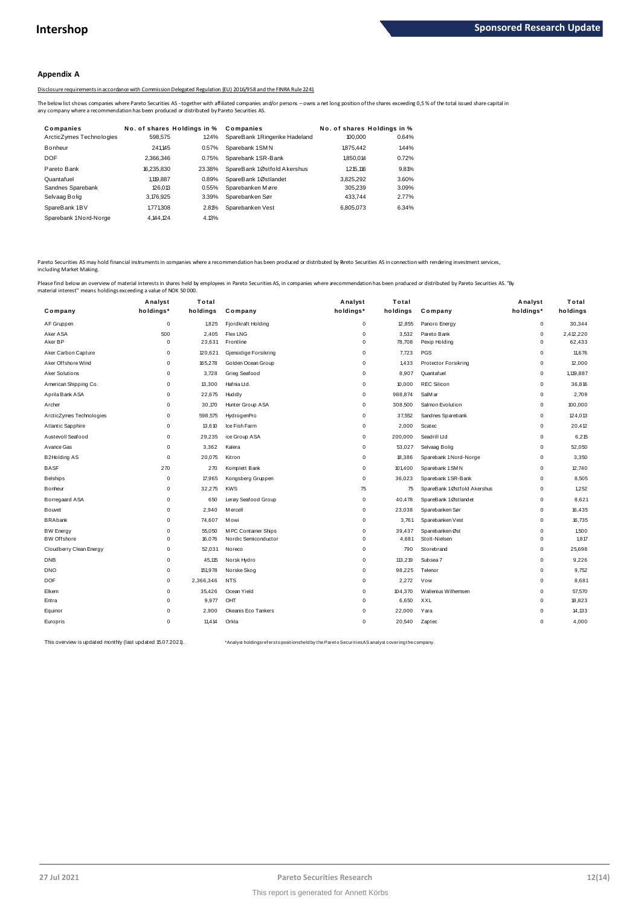## Appendix A

Disclosure requirements in accordance with Commission Delegated Regulation (EU) 2016/958 and the FINRA Rule 2241

The below list shows companies where Pareto Securities AS - together with affiliated companies and/or persons – owns a net long position of the shares exceeding 0,5 % of the total issued share capital in any company where a recommendation has been produced or distributed by Pareto Securities AS.

| Companies | No. of shares | Holdings in % | Companies | No. of shares | Holdings in % |
|---|---|---|---|---|---|
| ArcticZymes Technologies | 598,575 | 1.24% | SpareBank 1 Ringerike Hadeland | 100,000 | 0.64% |
| Bonheur | 241,145 | 0.57% | Sparebank 1 SMN | 1,875,442 | 1.44% |
| DOF | 2,366,346 | 0.75% | Sparebank 1 SR-Bank | 1,850,014 | 0.72% |
| Pareto Bank | 16,235,830 | 23.38% | SpareBank 1 Østfold Akershus | 1,215,116 | 9.81% |
| Quantafuel | 1,119,887 | 0.89% | SpareBank 1 Østlandet | 3,825,292 | 3.60% |
| Sandnes Sparebank | 126,013 | 0.55% | Sparebanken Møre | 305,239 | 3.09% |
| Selvaag Bolig | 3,176,925 | 3.39% | Sparebanken Sør | 433,744 | 2.77% |
| SpareBank 1 BV | 1,771,308 | 2.81% | Sparebanken Vest | 6,805,073 | 6.34% |
| Sparebank 1 Nord-Norge | 4,144,124 | 4.13% | | | |

Pareto Securities AS may hold financial instruments in companies where a recommendation has been produced or distributed by Pareto Securities AS in connection with rendering investment services, including Market Making.

Please find below an overview of material interests in shares held by employees in Pareto Securities AS, in companies where a recommendation has been produced or distributed by Pareto Securities AS. "By material interest" means holdings exceeding a value of NOK 50 000.

| Company | Analyst holdings* | Total holdings | Company | Analyst holdings* | Total holdings | Company | Analyst holdings* | Total holdings |
|---|---|---|---|---|---|---|---|---|
| AF Gruppen | 0 | 1,825 | Fjordkraft Holding | 0 | 12,855 | Panoro Energy | 0 | 30,344 |
| Aker ASA | 500 | 2,405 | Flex LNG | 0 | 3,532 | Pareto Bank | 0 | 2,412,220 |
| Aker BP | 0 | 23,631 | Frontline | 0 | 78,708 | Pexip Holding | 0 | 62,433 |
| Aker Carbon Capture | 0 | 120,621 | Gjensidige Forsikring | 0 | 7,723 | PGS | 0 | 11,676 |
| Aker Offshore Wind | 0 | 165,278 | Golden Ocean Group | 0 | 1,433 | Protector Forsikring | 0 | 12,000 |
| Aker Solutions | 0 | 3,728 | Grieg Seafood | 0 | 8,907 | Quantafuel | 0 | 1,119,887 |
| American Shipping Co. | 0 | 13,300 | Hafnia Ltd. | 0 | 10,000 | REC Silicon | 0 | 36,816 |
| Aprila Bank ASA | 0 | 22,675 | Huddly | 0 | 988,874 | SalMar | 0 | 2,709 |
| Archer | 0 | 30,170 | Hunter Group ASA | 0 | 308,500 | Salmon Evolution | 0 | 100,000 |
| ArcticZymes Technologies | 0 | 598,575 | HydrogenPro | 0 | 37,552 | Sandnes Sparebank | 0 | 124,013 |
| Atlantic Sapphire | 0 | 13,610 | Ice Fish Farm | 0 | 2,000 | Scatec | 0 | 20,412 |
| Austevoll Seafood | 0 | 29,235 | ice Group ASA | 0 | 200,000 | Seadrill Ltd | 0 | 6,215 |
| Avance Gas | 0 | 3,362 | Kalera | 0 | 53,027 | Selvaag Bolig | 0 | 52,050 |
| B2Holding AS | 0 | 20,075 | Kitron | 0 | 18,386 | Sparebank 1 Nord-Norge | 0 | 3,350 |
| BASF | 270 | 270 | Komplett Bank | 0 | 101,400 | Sparebank 1 SMN | 0 | 12,740 |
| Belships | 0 | 17,965 | Kongsberg Gruppen | 0 | 36,023 | Sparebank 1 SR-Bank | 0 | 8,505 |
| Bonheur | 0 | 32,275 | KWS | 75 | 75 | SpareBank 1 Østfold Akershus | 0 | 1,252 |
| Borregaard ASA | 0 | 650 | Lerøy Seafood Group | 0 | 40,478 | SpareBank 1 Østlandet | 0 | 8,621 |
| Bouvet | 0 | 2,940 | Mercell | 0 | 23,038 | Sparebanken Sør | 0 | 16,435 |
| BRAbank | 0 | 74,607 | Mowi | 0 | 3,761 | Sparebanken Vest | 0 | 16,735 |
| BW Energy | 0 | 55,050 | MPC Container Ships | 0 | 39,437 | Sparebanken Øst | 0 | 1,500 |
| BW Offshore | 0 | 16,076 | Nordic Semiconductor | 0 | 4,681 | Stolt-Nielsen | 0 | 1,817 |
| Cloudberry Clean Energy | 0 | 52,031 | Noreco | 0 | 790 | Storebrand | 0 | 25,698 |
| DNB | 0 | 45,115 | Norsk Hydro | 0 | 113,219 | Subsea 7 | 0 | 9,226 |
| DNO | 0 | 151,978 | Norske Skog | 0 | 98,225 | Telenor | 0 | 9,752 |
| DOF | 0 | 2,366,346 | NTS | 0 | 2,272 | Vow | 0 | 8,681 |
| Elkem | 0 | 35,426 | Ocean Yield | 0 | 104,370 | Wallenius Wilhemsen | 0 | 57,570 |
| Entra | 0 | 9,977 | OHT | 0 | 6,650 | XXL | 0 | 18,823 |
| Equinor | 0 | 2,900 | Okeanis Eco Tankers | 0 | 22,000 | Yara | 0 | 14,133 |
| Europris | 0 | 11,414 | Orkla | 0 | 20,540 | Zaptec | 0 | 4,000 |

This overview is updated monthly (last updated 15.07.2021).

*Analyst holdings refers to positions held by the Pareto Securities AS analyst covering the company.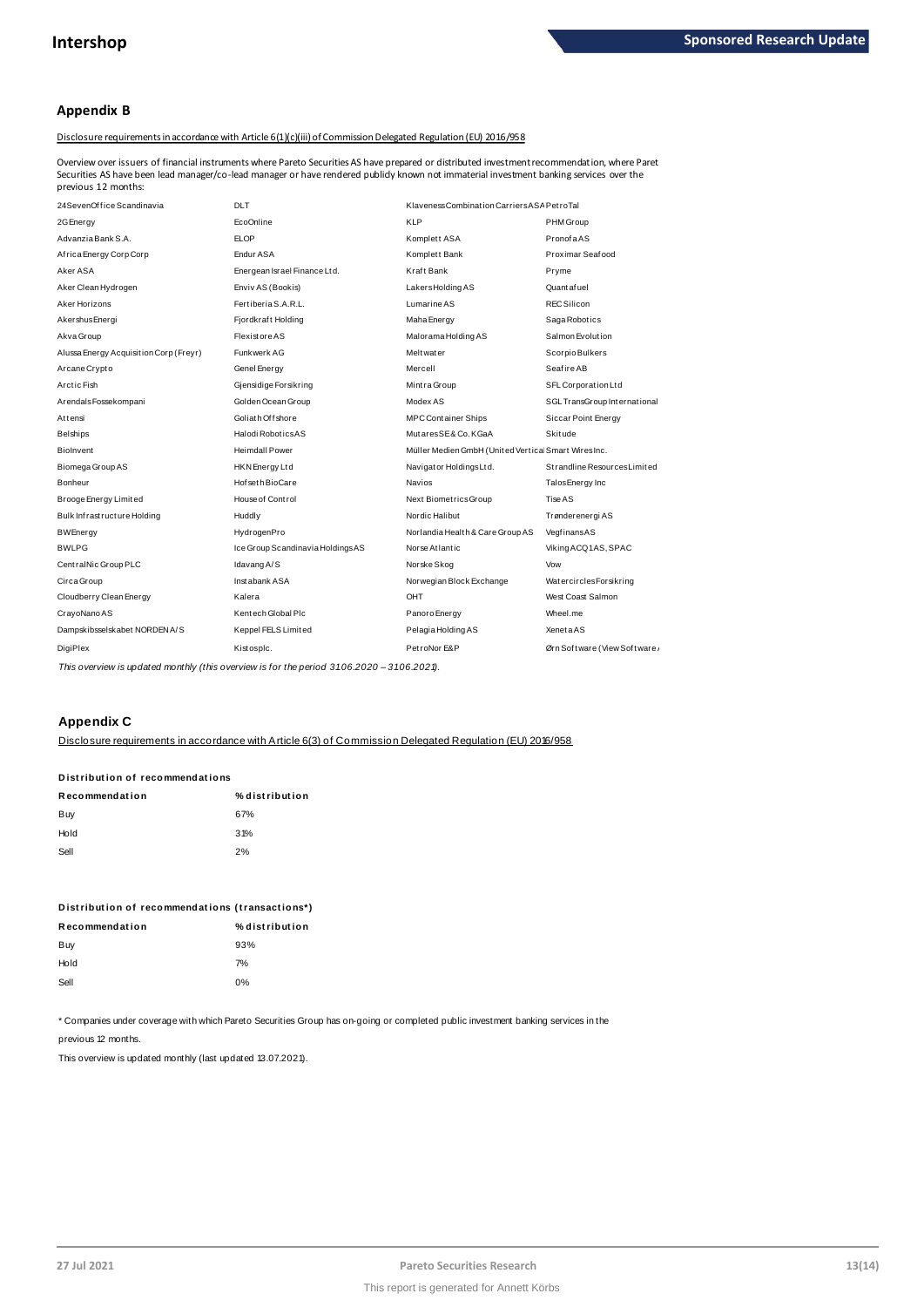## Appendix B

Disclosure requirements in accordance with Article 6(1)(c)(iii) of Commission Delegated Regulation (EU) 2016/958

Overview over issuers of financial instruments where Pareto Securities AS have prepared or distributed investment recommendation, where Paret Securities AS have been lead manager/co-lead manager or have rendered publicly known not immaterial investment banking services over the previous 12 months:

| | | | |
|---|---|---|---|
| 24SevenOffice Scandinavia | DLT | Klaveness Combination Carriers ASA | PetroTal |
| 2G Energy | EcoOnline | KLP | PHM Group |
| Advanzia Bank S.A. | ELOP | Komplett ASA | Pronofa AS |
| Africa Energy Corp Corp | Endur ASA | Komplett Bank | Proximar Seafood |
| Aker ASA | Energean Israel Finance Ltd. | Kraft Bank | Pryme |
| Aker Clean Hydrogen | Enviv AS (Bookis) | Lakers Holding AS | Quantafuel |
| Aker Horizons | Fertiberia S.A.R.L. | Lumarine AS | REC Silicon |
| Akershus Energi | Fjordkraft Holding | Maha Energy | Saga Robotics |
| Akva Group | Flexistore AS | Malorama Holding AS | Salmon Evolution |
| Alussa Energy Acquisition Corp (Freyr) | Funkwerk AG | Meltwater | Scorpio Bulkers |
| Arcane Crypto | Genel Energy | Mercell | Seafire AB |
| Arctic Fish | Gjensidige Forsikring | Mintra Group | SFL Corporation Ltd |
| Arendals Fossekompani | Golden Ocean Group | Modex AS | SGL TransGroup International |
| Attensi | Goliath Offshore | MPC Container Ships | Siccar Point Energy |
| Belships | Halodi Robotics AS | Mutares SE & Co. KGaA | Skitude |
| BioInvent | Heimdall Power | Müller Medien GmbH (United Vertical | Smart Wires Inc. |
| Biomega Group AS | HKN Energy Ltd | Navigator Holdings Ltd. | Strandline Resources Limited |
| Bonheur | Hofseth BioCare | Navios | Talos Energy Inc |
| Brooge Energy Limited | House of Control | Next Biometrics Group | Tise AS |
| Bulk Infrastructure Holding | Huddly | Nordic Halibut | Trønderenergi AS |
| BW Energy | HydrogenPro | Norlandia Health & Care Group AS | Vegfinans AS |
| BWLPG | Ice Group Scandinavia Holdings AS | Norse Atlantic | Viking ACQ1 AS, SPAC |
| CentralNic Group PLC | Idavang A/S | Norske Skog | Vow |
| Circa Group | Instabank ASA | Norwegian Block Exchange | Watercircles Forsikring |
| Cloudberry Clean Energy | Kalera | OHT | West Coast Salmon |
| CrayoNano AS | Kentech Global Plc | Panoro Energy | Wheel.me |
| Dampskibsselskabet NORDEN A/S | Keppel FELS Limited | Pelagia Holding AS | Xeneta AS |
| DigiPlex | Kistosplc. | PetroNor E&P | Ørn Software (View Software |

*This overview is updated monthly (this overview is for the period 31.06.2020 – 31.06.2021).*

## Appendix C

Disclosure requirements in accordance with Article 6(3) of Commission Delegated Regulation (EU) 2016/958

**Distribution of recommendations**

| Recommendation | % distribution |
|---|---|
| Buy | 67% |
| Hold | 31% |
| Sell | 2% |

**Distribution of recommendations (transactions*)**

| Recommendation | % distribution |
|---|---|
| Buy | 93% |
| Hold | 7% |
| Sell | 0% |

* Companies under coverage with which Pareto Securities Group has on-going or completed public investment banking services in the previous 12 months.

This overview is updated monthly (last updated 13.07.2021).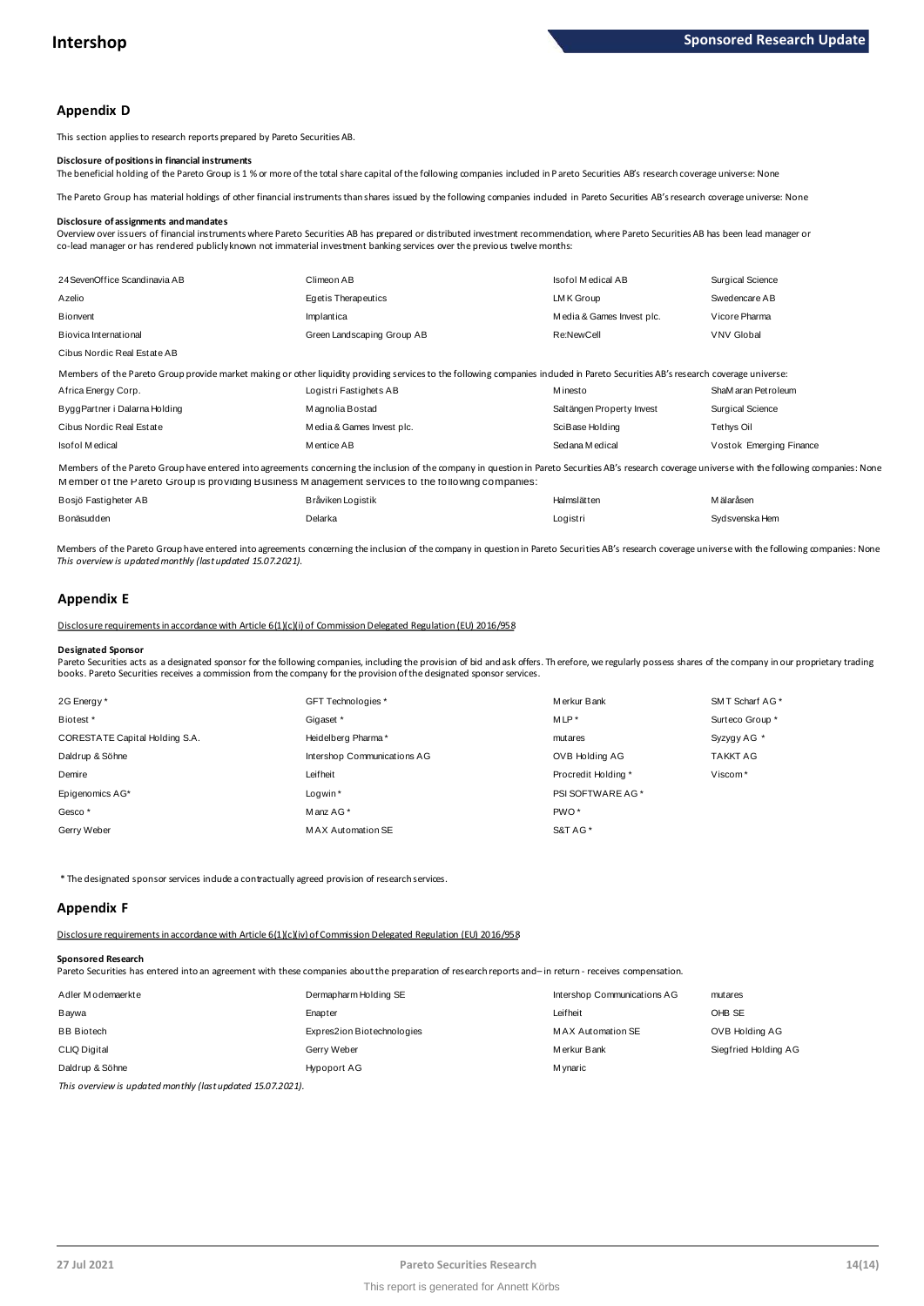## Appendix D

This section applies to research reports prepared by Pareto Securities AB.

**Disclosure of positions in financial instruments**

The beneficial holding of the Pareto Group is 1 % or more of the total share capital of the following companies included in Pareto Securities AB's research coverage universe: None

The Pareto Group has material holdings of other financial instruments than shares issued by the following companies included in Pareto Securities AB's research coverage universe: None

**Disclosure of assignments and mandates**

Overview over issuers of financial instruments where Pareto Securities AB has prepared or distributed investment recommendation, where Pareto Securities AB has been lead manager or co-lead manager or has rendered publicly known not immaterial investment banking services over the previous twelve months:

| | | | |
|---|---|---|---|
| 24SevenOffice Scandinavia AB | Climeon AB | Isofol Medical AB | Surgical Science |
| Azelio | Egetis Therapeutics | LMK Group | Swedencare AB |
| Bionvent | Implantica | Media & Games Invest plc. | Vicore Pharma |
| Biovica International | Green Landscaping Group AB | Re:NewCell | VNV Global |
| Cibus Nordic Real Estate AB | | | |

Members of the Pareto Group provide market making or other liquidity providing services to the following companies included in Pareto Securities AB's research coverage universe:

| | | | |
|---|---|---|---|
| Africa Energy Corp. | Logistri Fastighets AB | Minesto | ShaMaran Petroleum |
| ByggPartner i Dalarna Holding | Magnolia Bostad | Saltängen Property Invest | Surgical Science |
| Cibus Nordic Real Estate | Media & Games Invest plc. | SciBase Holding | Tethys Oil |
| Isofol Medical | Mentice AB | Sedana Medical | Vostok Emerging Finance |

Members of the Pareto Group have entered into agreements concerning the inclusion of the company in question in Pareto Securities AB's research coverage universe with the following companies: None

Member of the Pareto Group is providing Business Management services to the following companies:

| | | | |
|---|---|---|---|
| Bosjö Fastigheter AB | Bråviken Logistik | Halmslätten | Mälaråsen |
| Bonäsudden | Delarka | Logistri | Sydsvenska Hem |

Members of the Pareto Group have entered into agreements concerning the inclusion of the company in question in Pareto Securities AB's research coverage universe with the following companies: None

*This overview is updated monthly (last updated 15.07.2021).*

## Appendix E

Disclosure requirements in accordance with Article 6(1)(c)(i) of Commission Delegated Regulation (EU) 2016/958

**Designated Sponsor**

Pareto Securities acts as a designated sponsor for the following companies, including the provision of bid and ask offers. Therefore, we regularly possess shares of the company in our proprietary trading books. Pareto Securities receives a commission from the company for the provision of the designated sponsor services.

| | | | |
|---|---|---|---|
| 2G Energy * | GFT Technologies * | Merkur Bank | SMT Scharf AG * |
| Biotest * | Gigaset * | MLP * | Surteco Group * |
| CORESTATE Capital Holding S.A. | Heidelberg Pharma * | mutares | Syzygy AG * |
| Daldrup & Söhne | Intershop Communications AG | OVB Holding AG | TAKKT AG |
| Demire | Leifheit | Procredit Holding * | Viscom * |
| Epigenomics AG* | Logwin * | PSI SOFTWARE AG * | |
| Gesco * | Manz AG * | PWO * | |
| Gerry Weber | MAX Automation SE | S&T AG * | |

\* The designated sponsor services include a contractually agreed provision of research services.

## Appendix F

Disclosure requirements in accordance with Article 6(1)(c)(iv) of Commission Delegated Regulation (EU) 2016/958

**Sponsored Research**

Pareto Securities has entered into an agreement with these companies about the preparation of research reports and – in return - receives compensation.

| | | | |
|---|---|---|---|
| Adler Modemaerkte | Dermapharm Holding SE | Intershop Communications AG | mutares |
| Baywa | Enapter | Leifheit | OHB SE |
| BB Biotech | Expres2ion Biotechnologies | MAX Automation SE | OVB Holding AG |
| CLIQ Digital | Gerry Weber | Merkur Bank | Siegfried Holding AG |
| Daldrup & Söhne | Hypoport AG | Mynaric | |

*This overview is updated monthly (last updated 15.07.2021).*